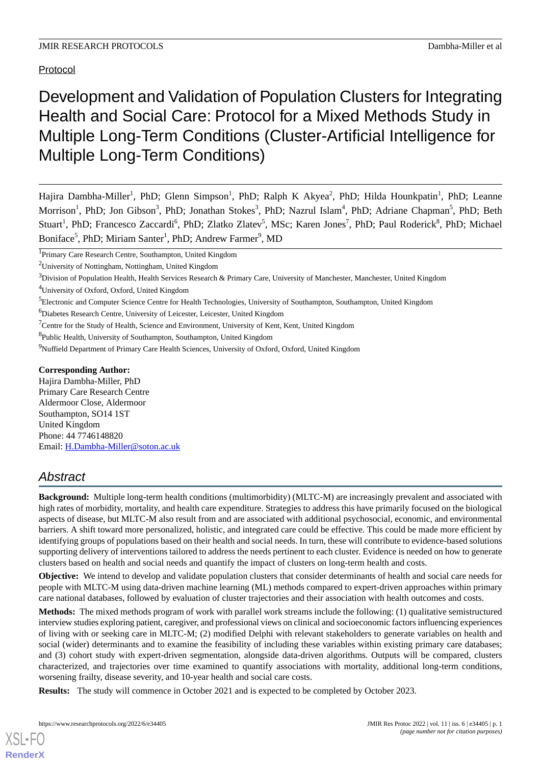Protocol

# Development and Validation of Population Clusters for Integrating Health and Social Care: Protocol for a Mixed Methods Study in Multiple Long-Term Conditions (Cluster-Artificial Intelligence for Multiple Long-Term Conditions)

Hajira Dambha-Miller[1], PhD; Glenn Simpson[1], PhD; Ralph K Akyea[2], PhD; Hilda Hounkpatin[1], PhD; Leanne Morrison[1], PhD; Jon Gibson[3], PhD; Jonathan Stokes[3], PhD; Nazrul Islam[4], PhD; Adriane Chapman[5], PhD; Beth Stuart[1], PhD; Francesco Zaccardi[6], PhD; Zlatko Zlatev[5], MSc; Karen Jones[7], PhD; Paul Roderick[8], PhD; Michael Boniface[5], PhD; Miriam Santer[1], PhD; Andrew Farmer[9], MD

[1]Primary Care Research Centre, Southampton, United Kingdom
[2]University of Nottingham, Nottingham, United Kingdom
[3]Division of Population Health, Health Services Research & Primary Care, University of Manchester, Manchester, United Kingdom
[4]University of Oxford, Oxford, United Kingdom
[5]Electronic and Computer Science Centre for Health Technologies, University of Southampton, Southampton, United Kingdom
[6]Diabetes Research Centre, University of Leicester, Leicester, United Kingdom
[7]Centre for the Study of Health, Science and Environment, University of Kent, Kent, United Kingdom
[8]Public Health, University of Southampton, Southampton, United Kingdom
[9]Nuffield Department of Primary Care Health Sciences, University of Oxford, Oxford, United Kingdom

**Corresponding Author:**
Hajira Dambha-Miller, PhD
Primary Care Research Centre
Aldermoor Close, Aldermoor
Southampton, SO14 1ST
United Kingdom
Phone: 44 7746148820
Email: H.Dambha-Miller@soton.ac.uk

## Abstract

**Background:** Multiple long-term health conditions (multimorbidity) (MLTC-M) are increasingly prevalent and associated with high rates of morbidity, mortality, and health care expenditure. Strategies to address this have primarily focused on the biological aspects of disease, but MLTC-M also result from and are associated with additional psychosocial, economic, and environmental barriers. A shift toward more personalized, holistic, and integrated care could be effective. This could be made more efficient by identifying groups of populations based on their health and social needs. In turn, these will contribute to evidence-based solutions supporting delivery of interventions tailored to address the needs pertinent to each cluster. Evidence is needed on how to generate clusters based on health and social needs and quantify the impact of clusters on long-term health and costs.

**Objective:** We intend to develop and validate population clusters that consider determinants of health and social care needs for people with MLTC-M using data-driven machine learning (ML) methods compared to expert-driven approaches within primary care national databases, followed by evaluation of cluster trajectories and their association with health outcomes and costs.

**Methods:** The mixed methods program of work with parallel work streams include the following: (1) qualitative semistructured interview studies exploring patient, caregiver, and professional views on clinical and socioeconomic factors influencing experiences of living with or seeking care in MLTC-M; (2) modified Delphi with relevant stakeholders to generate variables on health and social (wider) determinants and to examine the feasibility of including these variables within existing primary care databases; and (3) cohort study with expert-driven segmentation, alongside data-driven algorithms. Outputs will be compared, clusters characterized, and trajectories over time examined to quantify associations with mortality, additional long-term conditions, worsening frailty, disease severity, and 10-year health and social care costs.

**Results:** The study will commence in October 2021 and is expected to be completed by October 2023.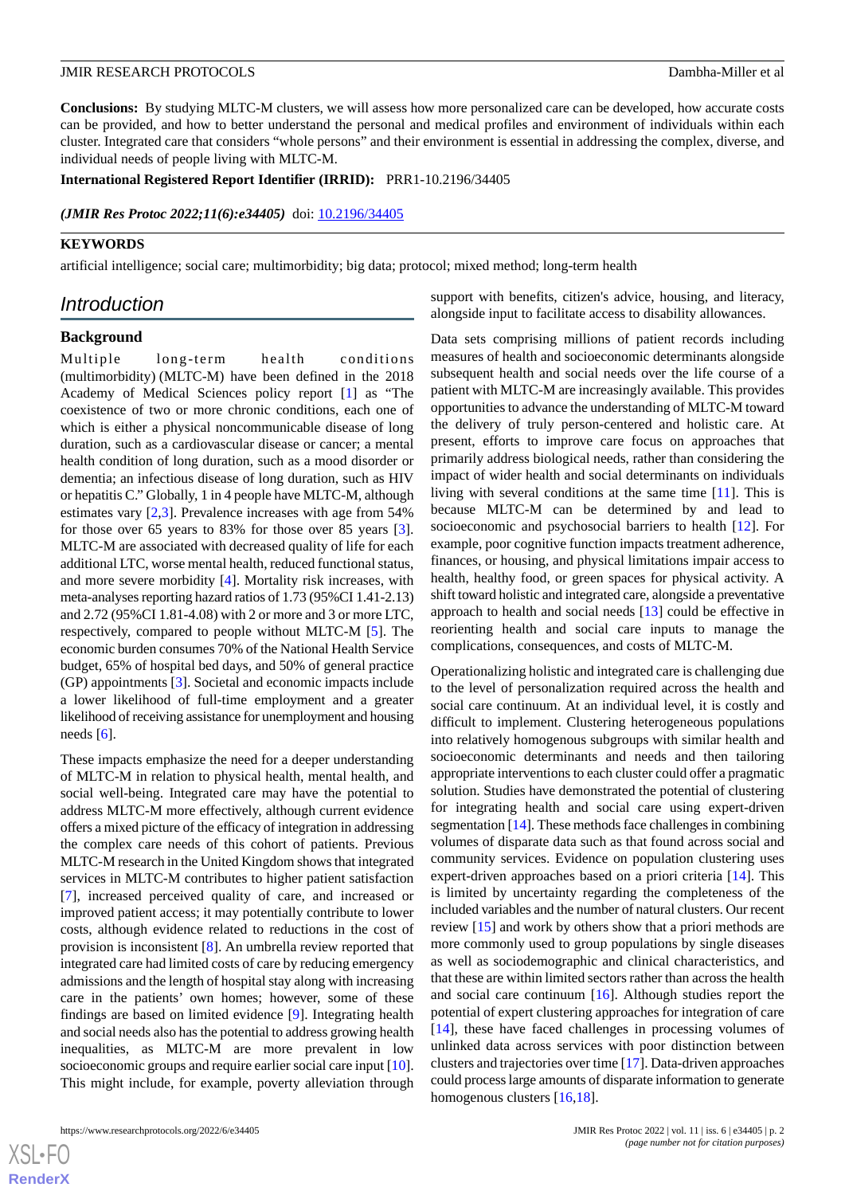**Conclusions:** By studying MLTC-M clusters, we will assess how more personalized care can be developed, how accurate costs can be provided, and how to better understand the personal and medical profiles and environment of individuals within each cluster. Integrated care that considers "whole persons" and their environment is essential in addressing the complex, diverse, and individual needs of people living with MLTC-M.

**International Registered Report Identifier (IRRID):** PRR1-10.2196/34405

***(JMIR Res Protoc 2022;11(6):e34405)*** doi: 10.2196/34405

## KEYWORDS

artificial intelligence; social care; multimorbidity; big data; protocol; mixed method; long-term health

## Introduction

### Background

Multiple long-term health conditions (multimorbidity) (MLTC-M) have been defined in the 2018 Academy of Medical Sciences policy report [1] as "The coexistence of two or more chronic conditions, each one of which is either a physical noncommunicable disease of long duration, such as a cardiovascular disease or cancer; a mental health condition of long duration, such as a mood disorder or dementia; an infectious disease of long duration, such as HIV or hepatitis C." Globally, 1 in 4 people have MLTC-M, although estimates vary [2,3]. Prevalence increases with age from 54% for those over 65 years to 83% for those over 85 years [3]. MLTC-M are associated with decreased quality of life for each additional LTC, worse mental health, reduced functional status, and more severe morbidity [4]. Mortality risk increases, with meta-analyses reporting hazard ratios of 1.73 (95%CI 1.41-2.13) and 2.72 (95%CI 1.81-4.08) with 2 or more and 3 or more LTC, respectively, compared to people without MLTC-M [5]. The economic burden consumes 70% of the National Health Service budget, 65% of hospital bed days, and 50% of general practice (GP) appointments [3]. Societal and economic impacts include a lower likelihood of full-time employment and a greater likelihood of receiving assistance for unemployment and housing needs [6].

These impacts emphasize the need for a deeper understanding of MLTC-M in relation to physical health, mental health, and social well-being. Integrated care may have the potential to address MLTC-M more effectively, although current evidence offers a mixed picture of the efficacy of integration in addressing the complex care needs of this cohort of patients. Previous MLTC-M research in the United Kingdom shows that integrated services in MLTC-M contributes to higher patient satisfaction [7], increased perceived quality of care, and increased or improved patient access; it may potentially contribute to lower costs, although evidence related to reductions in the cost of provision is inconsistent [8]. An umbrella review reported that integrated care had limited costs of care by reducing emergency admissions and the length of hospital stay along with increasing care in the patients' own homes; however, some of these findings are based on limited evidence [9]. Integrating health and social needs also has the potential to address growing health inequalities, as MLTC-M are more prevalent in low socioeconomic groups and require earlier social care input [10]. This might include, for example, poverty alleviation through support with benefits, citizen's advice, housing, and literacy, alongside input to facilitate access to disability allowances.

Data sets comprising millions of patient records including measures of health and socioeconomic determinants alongside subsequent health and social needs over the life course of a patient with MLTC-M are increasingly available. This provides opportunities to advance the understanding of MLTC-M toward the delivery of truly person-centered and holistic care. At present, efforts to improve care focus on approaches that primarily address biological needs, rather than considering the impact of wider health and social determinants on individuals living with several conditions at the same time [11]. This is because MLTC-M can be determined by and lead to socioeconomic and psychosocial barriers to health [12]. For example, poor cognitive function impacts treatment adherence, finances, or housing, and physical limitations impair access to health, healthy food, or green spaces for physical activity. A shift toward holistic and integrated care, alongside a preventative approach to health and social needs [13] could be effective in reorienting health and social care inputs to manage the complications, consequences, and costs of MLTC-M.

Operationalizing holistic and integrated care is challenging due to the level of personalization required across the health and social care continuum. At an individual level, it is costly and difficult to implement. Clustering heterogeneous populations into relatively homogenous subgroups with similar health and socioeconomic determinants and needs and then tailoring appropriate interventions to each cluster could offer a pragmatic solution. Studies have demonstrated the potential of clustering for integrating health and social care using expert-driven segmentation [14]. These methods face challenges in combining volumes of disparate data such as that found across social and community services. Evidence on population clustering uses expert-driven approaches based on a priori criteria [14]. This is limited by uncertainty regarding the completeness of the included variables and the number of natural clusters. Our recent review [15] and work by others show that a priori methods are more commonly used to group populations by single diseases as well as sociodemographic and clinical characteristics, and that these are within limited sectors rather than across the health and social care continuum [16]. Although studies report the potential of expert clustering approaches for integration of care [14], these have faced challenges in processing volumes of unlinked data across services with poor distinction between clusters and trajectories over time [17]. Data-driven approaches could process large amounts of disparate information to generate homogenous clusters [16,18].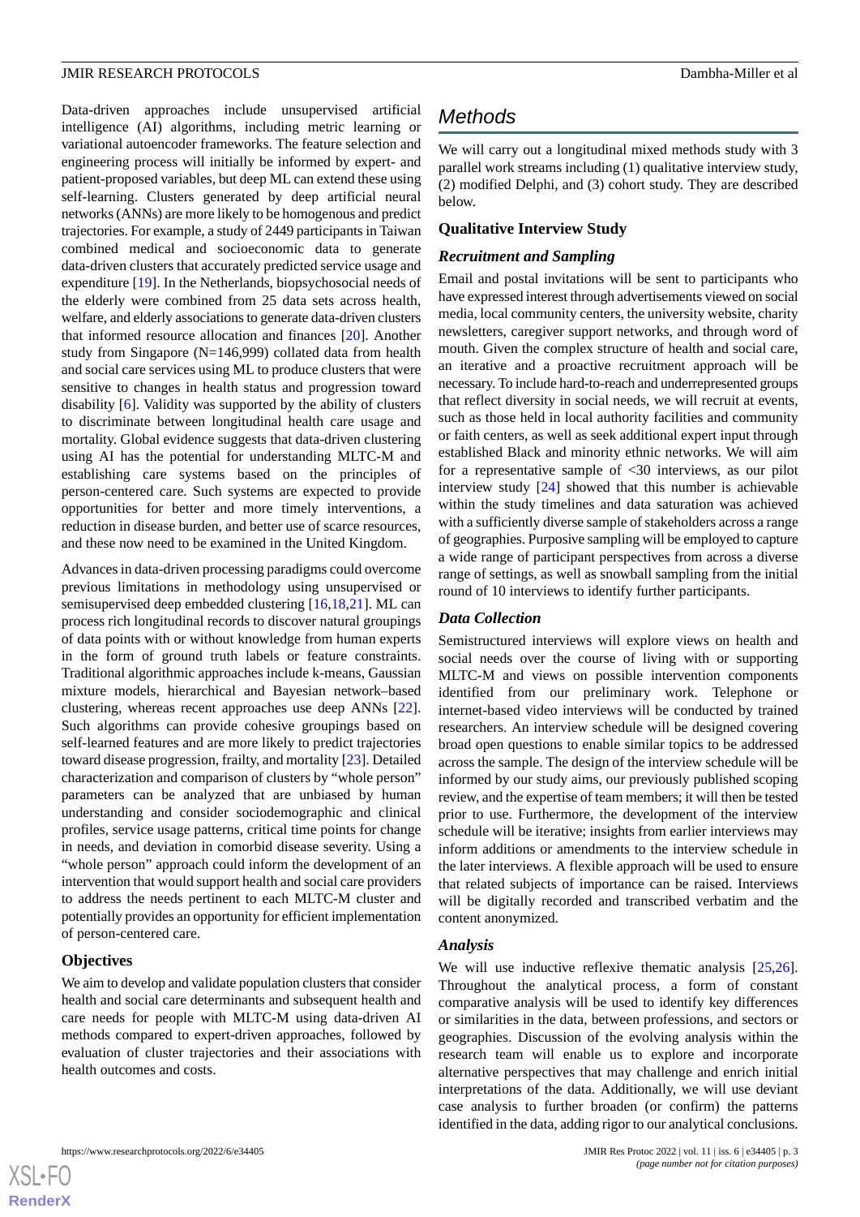Data-driven approaches include unsupervised artificial intelligence (AI) algorithms, including metric learning or variational autoencoder frameworks. The feature selection and engineering process will initially be informed by expert- and patient-proposed variables, but deep ML can extend these using self-learning. Clusters generated by deep artificial neural networks (ANNs) are more likely to be homogenous and predict trajectories. For example, a study of 2449 participants in Taiwan combined medical and socioeconomic data to generate data-driven clusters that accurately predicted service usage and expenditure [19]. In the Netherlands, biopsychosocial needs of the elderly were combined from 25 data sets across health, welfare, and elderly associations to generate data-driven clusters that informed resource allocation and finances [20]. Another study from Singapore (N=146,999) collated data from health and social care services using ML to produce clusters that were sensitive to changes in health status and progression toward disability [6]. Validity was supported by the ability of clusters to discriminate between longitudinal health care usage and mortality. Global evidence suggests that data-driven clustering using AI has the potential for understanding MLTC-M and establishing care systems based on the principles of person-centered care. Such systems are expected to provide opportunities for better and more timely interventions, a reduction in disease burden, and better use of scarce resources, and these now need to be examined in the United Kingdom.

Advances in data-driven processing paradigms could overcome previous limitations in methodology using unsupervised or semisupervised deep embedded clustering [16,18,21]. ML can process rich longitudinal records to discover natural groupings of data points with or without knowledge from human experts in the form of ground truth labels or feature constraints. Traditional algorithmic approaches include k-means, Gaussian mixture models, hierarchical and Bayesian network–based clustering, whereas recent approaches use deep ANNs [22]. Such algorithms can provide cohesive groupings based on self-learned features and are more likely to predict trajectories toward disease progression, frailty, and mortality [23]. Detailed characterization and comparison of clusters by "whole person" parameters can be analyzed that are unbiased by human understanding and consider sociodemographic and clinical profiles, service usage patterns, critical time points for change in needs, and deviation in comorbid disease severity. Using a "whole person" approach could inform the development of an intervention that would support health and social care providers to address the needs pertinent to each MLTC-M cluster and potentially provides an opportunity for efficient implementation of person-centered care.

## Objectives

We aim to develop and validate population clusters that consider health and social care determinants and subsequent health and care needs for people with MLTC-M using data-driven AI methods compared to expert-driven approaches, followed by evaluation of cluster trajectories and their associations with health outcomes and costs.

# Methods

We will carry out a longitudinal mixed methods study with 3 parallel work streams including (1) qualitative interview study, (2) modified Delphi, and (3) cohort study. They are described below.

## Qualitative Interview Study

### Recruitment and Sampling

Email and postal invitations will be sent to participants who have expressed interest through advertisements viewed on social media, local community centers, the university website, charity newsletters, caregiver support networks, and through word of mouth. Given the complex structure of health and social care, an iterative and a proactive recruitment approach will be necessary. To include hard-to-reach and underrepresented groups that reflect diversity in social needs, we will recruit at events, such as those held in local authority facilities and community or faith centers, as well as seek additional expert input through established Black and minority ethnic networks. We will aim for a representative sample of <30 interviews, as our pilot interview study [24] showed that this number is achievable within the study timelines and data saturation was achieved with a sufficiently diverse sample of stakeholders across a range of geographies. Purposive sampling will be employed to capture a wide range of participant perspectives from across a diverse range of settings, as well as snowball sampling from the initial round of 10 interviews to identify further participants.

### Data Collection

Semistructured interviews will explore views on health and social needs over the course of living with or supporting MLTC-M and views on possible intervention components identified from our preliminary work. Telephone or internet-based video interviews will be conducted by trained researchers. An interview schedule will be designed covering broad open questions to enable similar topics to be addressed across the sample. The design of the interview schedule will be informed by our study aims, our previously published scoping review, and the expertise of team members; it will then be tested prior to use. Furthermore, the development of the interview schedule will be iterative; insights from earlier interviews may inform additions or amendments to the interview schedule in the later interviews. A flexible approach will be used to ensure that related subjects of importance can be raised. Interviews will be digitally recorded and transcribed verbatim and the content anonymized.

### Analysis

We will use inductive reflexive thematic analysis [25,26]. Throughout the analytical process, a form of constant comparative analysis will be used to identify key differences or similarities in the data, between professions, and sectors or geographies. Discussion of the evolving analysis within the research team will enable us to explore and incorporate alternative perspectives that may challenge and enrich initial interpretations of the data. Additionally, we will use deviant case analysis to further broaden (or confirm) the patterns identified in the data, adding rigor to our analytical conclusions.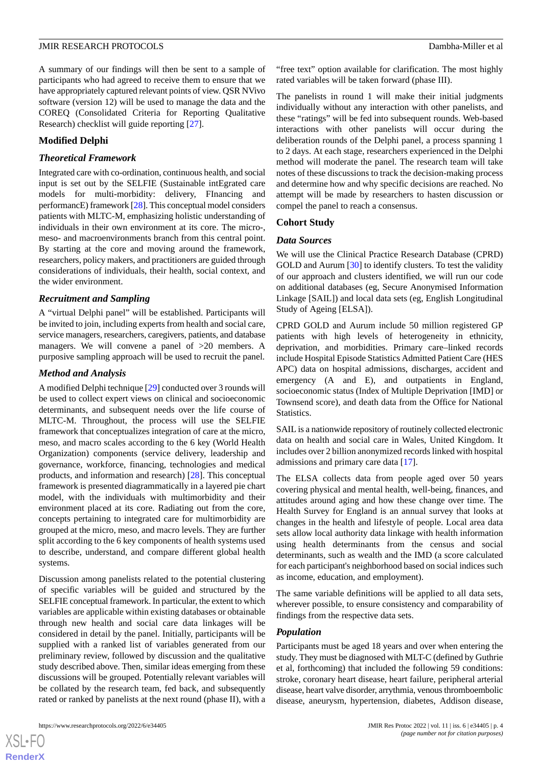A summary of our findings will then be sent to a sample of participants who had agreed to receive them to ensure that we have appropriately captured relevant points of view. QSR NVivo software (version 12) will be used to manage the data and the COREQ (Consolidated Criteria for Reporting Qualitative Research) checklist will guide reporting [27].

## Modified Delphi

### Theoretical Framework

Integrated care with co-ordination, continuous health, and social input is set out by the SELFIE (Sustainable intEgrated care models for multi-morbidity: delivery, FInancing and performancE) framework [28]. This conceptual model considers patients with MLTC-M, emphasizing holistic understanding of individuals in their own environment at its core. The micro-, meso- and macroenvironments branch from this central point. By starting at the core and moving around the framework, researchers, policy makers, and practitioners are guided through considerations of individuals, their health, social context, and the wider environment.

### Recruitment and Sampling

A "virtual Delphi panel" will be established. Participants will be invited to join, including experts from health and social care, service managers, researchers, caregivers, patients, and database managers. We will convene a panel of >20 members. A purposive sampling approach will be used to recruit the panel.

### Method and Analysis

A modified Delphi technique [29] conducted over 3 rounds will be used to collect expert views on clinical and socioeconomic determinants, and subsequent needs over the life course of MLTC-M. Throughout, the process will use the SELFIE framework that conceptualizes integration of care at the micro, meso, and macro scales according to the 6 key (World Health Organization) components (service delivery, leadership and governance, workforce, financing, technologies and medical products, and information and research) [28]. This conceptual framework is presented diagrammatically in a layered pie chart model, with the individuals with multimorbidity and their environment placed at its core. Radiating out from the core, concepts pertaining to integrated care for multimorbidity are grouped at the micro, meso, and macro levels. They are further split according to the 6 key components of health systems used to describe, understand, and compare different global health systems.

Discussion among panelists related to the potential clustering of specific variables will be guided and structured by the SELFIE conceptual framework. In particular, the extent to which variables are applicable within existing databases or obtainable through new health and social care data linkages will be considered in detail by the panel. Initially, participants will be supplied with a ranked list of variables generated from our preliminary review, followed by discussion and the qualitative study described above. Then, similar ideas emerging from these discussions will be grouped. Potentially relevant variables will be collated by the research team, fed back, and subsequently rated or ranked by panelists at the next round (phase II), with a "free text" option available for clarification. The most highly rated variables will be taken forward (phase III).

The panelists in round 1 will make their initial judgments individually without any interaction with other panelists, and these "ratings" will be fed into subsequent rounds. Web-based interactions with other panelists will occur during the deliberation rounds of the Delphi panel, a process spanning 1 to 2 days. At each stage, researchers experienced in the Delphi method will moderate the panel. The research team will take notes of these discussions to track the decision-making process and determine how and why specific decisions are reached. No attempt will be made by researchers to hasten discussion or compel the panel to reach a consensus.

## Cohort Study

### Data Sources

We will use the Clinical Practice Research Database (CPRD) GOLD and Aurum [30] to identify clusters. To test the validity of our approach and clusters identified, we will run our code on additional databases (eg, Secure Anonymised Information Linkage [SAIL]) and local data sets (eg, English Longitudinal Study of Ageing [ELSA]).

CPRD GOLD and Aurum include 50 million registered GP patients with high levels of heterogeneity in ethnicity, deprivation, and morbidities. Primary care–linked records include Hospital Episode Statistics Admitted Patient Care (HES APC) data on hospital admissions, discharges, accident and emergency (A and E), and outpatients in England, socioeconomic status (Index of Multiple Deprivation [IMD] or Townsend score), and death data from the Office for National Statistics.

SAIL is a nationwide repository of routinely collected electronic data on health and social care in Wales, United Kingdom. It includes over 2 billion anonymized records linked with hospital admissions and primary care data [17].

The ELSA collects data from people aged over 50 years covering physical and mental health, well-being, finances, and attitudes around aging and how these change over time. The Health Survey for England is an annual survey that looks at changes in the health and lifestyle of people. Local area data sets allow local authority data linkage with health information using health determinants from the census and social determinants, such as wealth and the IMD (a score calculated for each participant's neighborhood based on social indices such as income, education, and employment).

The same variable definitions will be applied to all data sets, wherever possible, to ensure consistency and comparability of findings from the respective data sets.

### Population

Participants must be aged 18 years and over when entering the study. They must be diagnosed with MLT-C (defined by Guthrie et al, forthcoming) that included the following 59 conditions: stroke, coronary heart disease, heart failure, peripheral arterial disease, heart valve disorder, arrythmia, venous thromboembolic disease, aneurysm, hypertension, diabetes, Addison disease,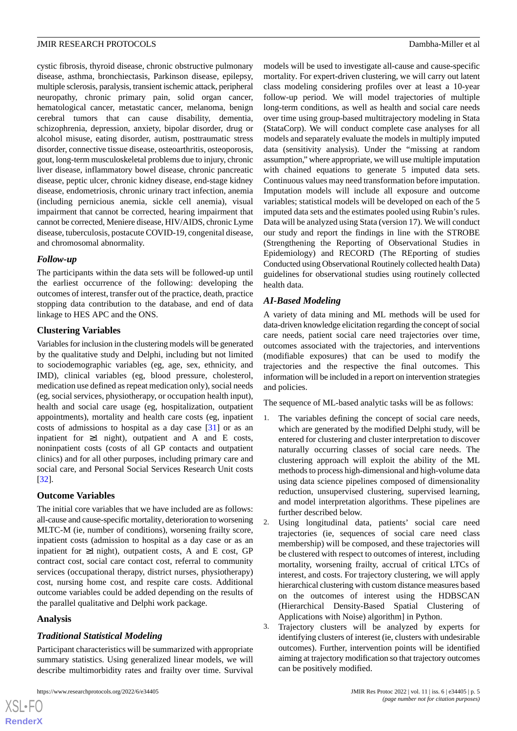cystic fibrosis, thyroid disease, chronic obstructive pulmonary disease, asthma, bronchiectasis, Parkinson disease, epilepsy, multiple sclerosis, paralysis, transient ischemic attack, peripheral neuropathy, chronic primary pain, solid organ cancer, hematological cancer, metastatic cancer, melanoma, benign cerebral tumors that can cause disability, dementia, schizophrenia, depression, anxiety, bipolar disorder, drug or alcohol misuse, eating disorder, autism, posttraumatic stress disorder, connective tissue disease, osteoarthritis, osteoporosis, gout, long-term musculoskeletal problems due to injury, chronic liver disease, inflammatory bowel disease, chronic pancreatic disease, peptic ulcer, chronic kidney disease, end-stage kidney disease, endometriosis, chronic urinary tract infection, anemia (including pernicious anemia, sickle cell anemia), visual impairment that cannot be corrected, hearing impairment that cannot be corrected, Meniere disease, HIV/AIDS, chronic Lyme disease, tuberculosis, postacute COVID-19, congenital disease, and chromosomal abnormality.

### *Follow-up*

The participants within the data sets will be followed-up until the earliest occurrence of the following: developing the outcomes of interest, transfer out of the practice, death, practice stopping data contribution to the database, and end of data linkage to HES APC and the ONS.

### Clustering Variables

Variables for inclusion in the clustering models will be generated by the qualitative study and Delphi, including but not limited to sociodemographic variables (eg, age, sex, ethnicity, and IMD), clinical variables (eg, blood pressure, cholesterol, medication use defined as repeat medication only), social needs (eg, social services, physiotherapy, or occupation health input), health and social care usage (eg, hospitalization, outpatient appointments), mortality and health care costs (eg, inpatient costs of admissions to hospital as a day case [31] or as an inpatient for ≥1 night), outpatient and A and E costs, noninpatient costs (costs of all GP contacts and outpatient clinics) and for all other purposes, including primary care and social care, and Personal Social Services Research Unit costs [32].

### Outcome Variables

The initial core variables that we have included are as follows: all-cause and cause-specific mortality, deterioration to worsening MLTC-M (ie, number of conditions), worsening frailty score, inpatient costs (admission to hospital as a day case or as an inpatient for ≥1 night), outpatient costs, A and E cost, GP contract cost, social care contact cost, referral to community services (occupational therapy, district nurses, physiotherapy) cost, nursing home cost, and respite care costs. Additional outcome variables could be added depending on the results of the parallel qualitative and Delphi work package.

### Analysis

### *Traditional Statistical Modeling*

Participant characteristics will be summarized with appropriate summary statistics. Using generalized linear models, we will describe multimorbidity rates and frailty over time. Survival models will be used to investigate all-cause and cause-specific mortality. For expert-driven clustering, we will carry out latent class modeling considering profiles over at least a 10-year follow-up period. We will model trajectories of multiple long-term conditions, as well as health and social care needs over time using group-based multitrajectory modeling in Stata (StataCorp). We will conduct complete case analyses for all models and separately evaluate the models in multiply imputed data (sensitivity analysis). Under the "missing at random assumption," where appropriate, we will use multiple imputation with chained equations to generate 5 imputed data sets. Continuous values may need transformation before imputation. Imputation models will include all exposure and outcome variables; statistical models will be developed on each of the 5 imputed data sets and the estimates pooled using Rubin's rules. Data will be analyzed using Stata (version 17). We will conduct our study and report the findings in line with the STROBE (Strengthening the Reporting of Observational Studies in Epidemiology) and RECORD (The REporting of studies Conducted using Observational Routinely collected health Data) guidelines for observational studies using routinely collected health data.

### *AI-Based Modeling*

A variety of data mining and ML methods will be used for data-driven knowledge elicitation regarding the concept of social care needs, patient social care need trajectories over time, outcomes associated with the trajectories, and interventions (modifiable exposures) that can be used to modify the trajectories and the respective the final outcomes. This information will be included in a report on intervention strategies and policies.

The sequence of ML-based analytic tasks will be as follows:

1. The variables defining the concept of social care needs, which are generated by the modified Delphi study, will be entered for clustering and cluster interpretation to discover naturally occurring classes of social care needs. The clustering approach will exploit the ability of the ML methods to process high-dimensional and high-volume data using data science pipelines composed of dimensionality reduction, unsupervised clustering, supervised learning, and model interpretation algorithms. These pipelines are further described below.
2. Using longitudinal data, patients' social care need trajectories (ie, sequences of social care need class membership) will be composed, and these trajectories will be clustered with respect to outcomes of interest, including mortality, worsening frailty, accrual of critical LTCs of interest, and costs. For trajectory clustering, we will apply hierarchical clustering with custom distance measures based on the outcomes of interest using the HDBSCAN (Hierarchical Density-Based Spatial Clustering of Applications with Noise) algorithm] in Python.
3. Trajectory clusters will be analyzed by experts for identifying clusters of interest (ie, clusters with undesirable outcomes). Further, intervention points will be identified aiming at trajectory modification so that trajectory outcomes can be positively modified.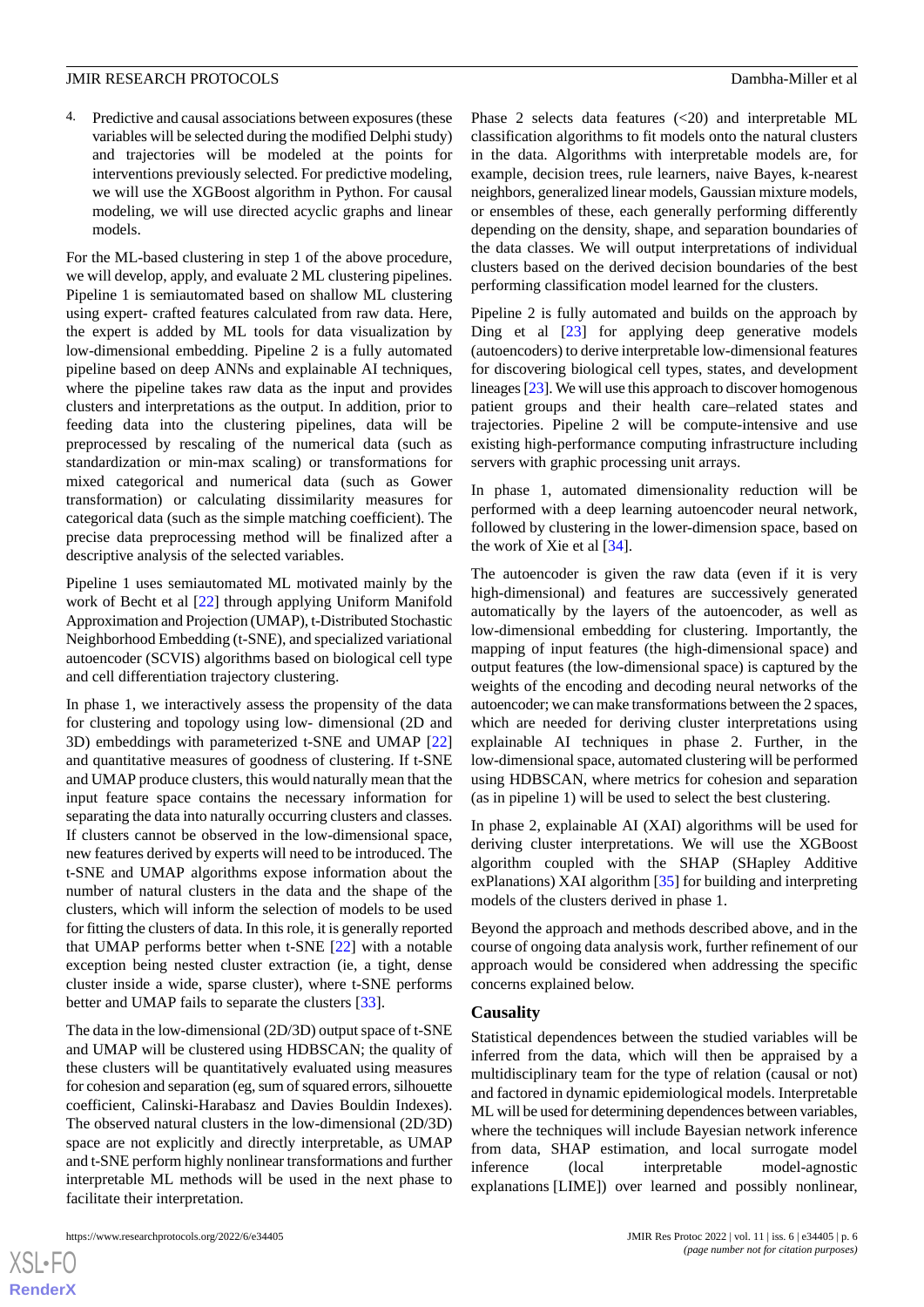4. Predictive and causal associations between exposures (these variables will be selected during the modified Delphi study) and trajectories will be modeled at the points for interventions previously selected. For predictive modeling, we will use the XGBoost algorithm in Python. For causal modeling, we will use directed acyclic graphs and linear models.

For the ML-based clustering in step 1 of the above procedure, we will develop, apply, and evaluate 2 ML clustering pipelines. Pipeline 1 is semiautomated based on shallow ML clustering using expert- crafted features calculated from raw data. Here, the expert is added by ML tools for data visualization by low-dimensional embedding. Pipeline 2 is a fully automated pipeline based on deep ANNs and explainable AI techniques, where the pipeline takes raw data as the input and provides clusters and interpretations as the output. In addition, prior to feeding data into the clustering pipelines, data will be preprocessed by rescaling of the numerical data (such as standardization or min-max scaling) or transformations for mixed categorical and numerical data (such as Gower transformation) or calculating dissimilarity measures for categorical data (such as the simple matching coefficient). The precise data preprocessing method will be finalized after a descriptive analysis of the selected variables.

Pipeline 1 uses semiautomated ML motivated mainly by the work of Becht et al [22] through applying Uniform Manifold Approximation and Projection (UMAP), t-Distributed Stochastic Neighborhood Embedding (t-SNE), and specialized variational autoencoder (SCVIS) algorithms based on biological cell type and cell differentiation trajectory clustering.

In phase 1, we interactively assess the propensity of the data for clustering and topology using low- dimensional (2D and 3D) embeddings with parameterized t-SNE and UMAP [22] and quantitative measures of goodness of clustering. If t-SNE and UMAP produce clusters, this would naturally mean that the input feature space contains the necessary information for separating the data into naturally occurring clusters and classes. If clusters cannot be observed in the low-dimensional space, new features derived by experts will need to be introduced. The t-SNE and UMAP algorithms expose information about the number of natural clusters in the data and the shape of the clusters, which will inform the selection of models to be used for fitting the clusters of data. In this role, it is generally reported that UMAP performs better when t-SNE [22] with a notable exception being nested cluster extraction (ie, a tight, dense cluster inside a wide, sparse cluster), where t-SNE performs better and UMAP fails to separate the clusters [33].

The data in the low-dimensional (2D/3D) output space of t-SNE and UMAP will be clustered using HDBSCAN; the quality of these clusters will be quantitatively evaluated using measures for cohesion and separation (eg, sum of squared errors, silhouette coefficient, Calinski-Harabasz and Davies Bouldin Indexes). The observed natural clusters in the low-dimensional (2D/3D) space are not explicitly and directly interpretable, as UMAP and t-SNE perform highly nonlinear transformations and further interpretable ML methods will be used in the next phase to facilitate their interpretation.

Phase 2 selects data features (<20) and interpretable ML classification algorithms to fit models onto the natural clusters in the data. Algorithms with interpretable models are, for example, decision trees, rule learners, naive Bayes, k-nearest neighbors, generalized linear models, Gaussian mixture models, or ensembles of these, each generally performing differently depending on the density, shape, and separation boundaries of the data classes. We will output interpretations of individual clusters based on the derived decision boundaries of the best performing classification model learned for the clusters.

Pipeline 2 is fully automated and builds on the approach by Ding et al [23] for applying deep generative models (autoencoders) to derive interpretable low-dimensional features for discovering biological cell types, states, and development lineages [23]. We will use this approach to discover homogenous patient groups and their health care–related states and trajectories. Pipeline 2 will be compute-intensive and use existing high-performance computing infrastructure including servers with graphic processing unit arrays.

In phase 1, automated dimensionality reduction will be performed with a deep learning autoencoder neural network, followed by clustering in the lower-dimension space, based on the work of Xie et al [34].

The autoencoder is given the raw data (even if it is very high-dimensional) and features are successively generated automatically by the layers of the autoencoder, as well as low-dimensional embedding for clustering. Importantly, the mapping of input features (the high-dimensional space) and output features (the low-dimensional space) is captured by the weights of the encoding and decoding neural networks of the autoencoder; we can make transformations between the 2 spaces, which are needed for deriving cluster interpretations using explainable AI techniques in phase 2. Further, in the low-dimensional space, automated clustering will be performed using HDBSCAN, where metrics for cohesion and separation (as in pipeline 1) will be used to select the best clustering.

In phase 2, explainable AI (XAI) algorithms will be used for deriving cluster interpretations. We will use the XGBoost algorithm coupled with the SHAP (SHapley Additive exPlanations) XAI algorithm [35] for building and interpreting models of the clusters derived in phase 1.

Beyond the approach and methods described above, and in the course of ongoing data analysis work, further refinement of our approach would be considered when addressing the specific concerns explained below.

### Causality

Statistical dependences between the studied variables will be inferred from the data, which will then be appraised by a multidisciplinary team for the type of relation (causal or not) and factored in dynamic epidemiological models. Interpretable ML will be used for determining dependences between variables, where the techniques will include Bayesian network inference from data, SHAP estimation, and local surrogate model inference (local interpretable model-agnostic explanations [LIME]) over learned and possibly nonlinear,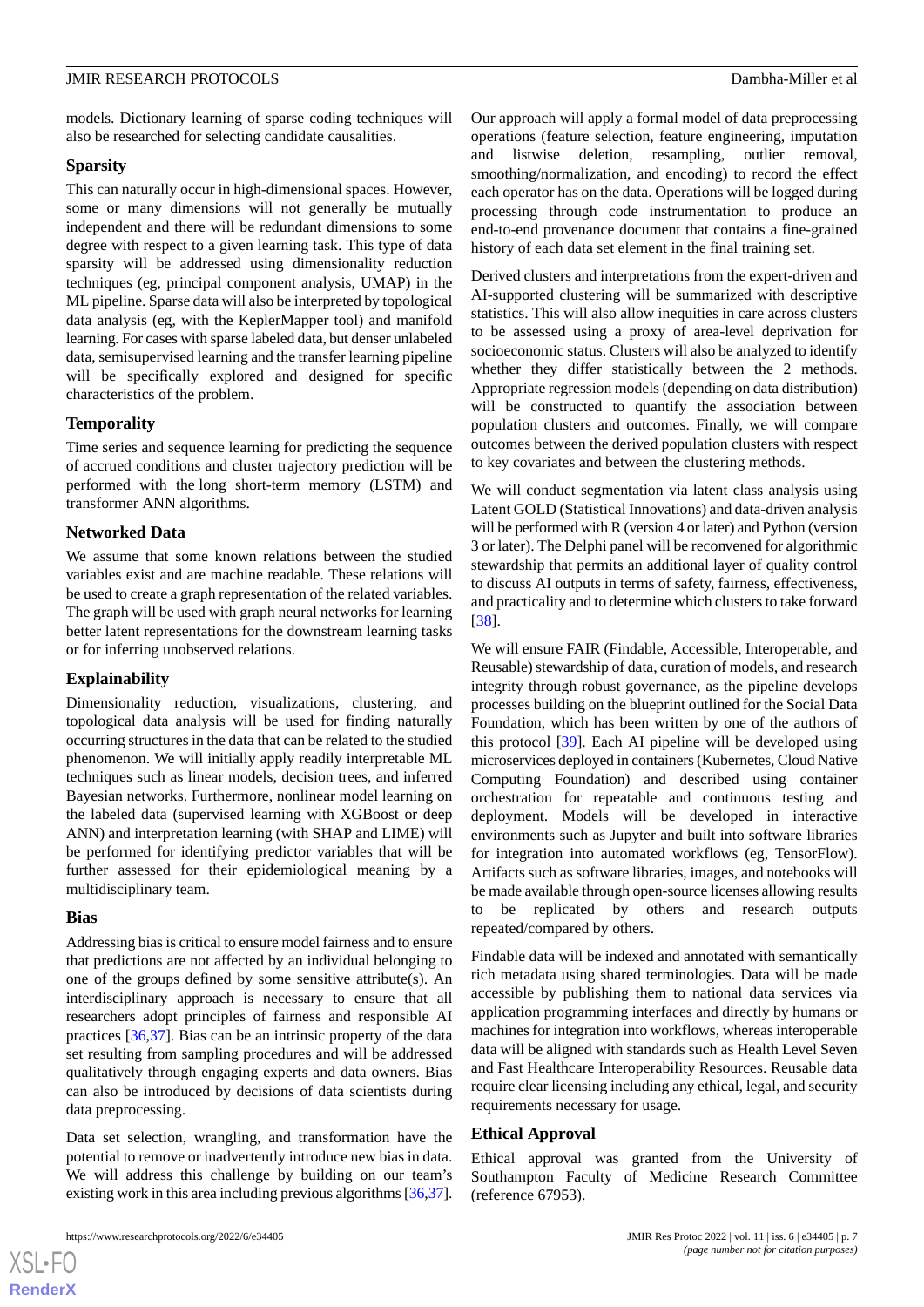models. Dictionary learning of sparse coding techniques will also be researched for selecting candidate causalities.

### Sparsity

This can naturally occur in high-dimensional spaces. However, some or many dimensions will not generally be mutually independent and there will be redundant dimensions to some degree with respect to a given learning task. This type of data sparsity will be addressed using dimensionality reduction techniques (eg, principal component analysis, UMAP) in the ML pipeline. Sparse data will also be interpreted by topological data analysis (eg, with the KeplerMapper tool) and manifold learning. For cases with sparse labeled data, but denser unlabeled data, semisupervised learning and the transfer learning pipeline will be specifically explored and designed for specific characteristics of the problem.

### Temporality

Time series and sequence learning for predicting the sequence of accrued conditions and cluster trajectory prediction will be performed with the long short-term memory (LSTM) and transformer ANN algorithms.

### Networked Data

We assume that some known relations between the studied variables exist and are machine readable. These relations will be used to create a graph representation of the related variables. The graph will be used with graph neural networks for learning better latent representations for the downstream learning tasks or for inferring unobserved relations.

### Explainability

Dimensionality reduction, visualizations, clustering, and topological data analysis will be used for finding naturally occurring structures in the data that can be related to the studied phenomenon. We will initially apply readily interpretable ML techniques such as linear models, decision trees, and inferred Bayesian networks. Furthermore, nonlinear model learning on the labeled data (supervised learning with XGBoost or deep ANN) and interpretation learning (with SHAP and LIME) will be performed for identifying predictor variables that will be further assessed for their epidemiological meaning by a multidisciplinary team.

### Bias

Addressing bias is critical to ensure model fairness and to ensure that predictions are not affected by an individual belonging to one of the groups defined by some sensitive attribute(s). An interdisciplinary approach is necessary to ensure that all researchers adopt principles of fairness and responsible AI practices [36,37]. Bias can be an intrinsic property of the data set resulting from sampling procedures and will be addressed qualitatively through engaging experts and data owners. Bias can also be introduced by decisions of data scientists during data preprocessing.

Data set selection, wrangling, and transformation have the potential to remove or inadvertently introduce new bias in data. We will address this challenge by building on our team's existing work in this area including previous algorithms [36,37]. Our approach will apply a formal model of data preprocessing operations (feature selection, feature engineering, imputation and listwise deletion, resampling, outlier removal, smoothing/normalization, and encoding) to record the effect each operator has on the data. Operations will be logged during processing through code instrumentation to produce an end-to-end provenance document that contains a fine-grained history of each data set element in the final training set.

Derived clusters and interpretations from the expert-driven and AI-supported clustering will be summarized with descriptive statistics. This will also allow inequities in care across clusters to be assessed using a proxy of area-level deprivation for socioeconomic status. Clusters will also be analyzed to identify whether they differ statistically between the 2 methods. Appropriate regression models (depending on data distribution) will be constructed to quantify the association between population clusters and outcomes. Finally, we will compare outcomes between the derived population clusters with respect to key covariates and between the clustering methods.

We will conduct segmentation via latent class analysis using Latent GOLD (Statistical Innovations) and data-driven analysis will be performed with R (version 4 or later) and Python (version 3 or later). The Delphi panel will be reconvened for algorithmic stewardship that permits an additional layer of quality control to discuss AI outputs in terms of safety, fairness, effectiveness, and practicality and to determine which clusters to take forward [38].

We will ensure FAIR (Findable, Accessible, Interoperable, and Reusable) stewardship of data, curation of models, and research integrity through robust governance, as the pipeline develops processes building on the blueprint outlined for the Social Data Foundation, which has been written by one of the authors of this protocol [39]. Each AI pipeline will be developed using microservices deployed in containers (Kubernetes, Cloud Native Computing Foundation) and described using container orchestration for repeatable and continuous testing and deployment. Models will be developed in interactive environments such as Jupyter and built into software libraries for integration into automated workflows (eg, TensorFlow). Artifacts such as software libraries, images, and notebooks will be made available through open-source licenses allowing results to be replicated by others and research outputs repeated/compared by others.

Findable data will be indexed and annotated with semantically rich metadata using shared terminologies. Data will be made accessible by publishing them to national data services via application programming interfaces and directly by humans or machines for integration into workflows, whereas interoperable data will be aligned with standards such as Health Level Seven and Fast Healthcare Interoperability Resources. Reusable data require clear licensing including any ethical, legal, and security requirements necessary for usage.

## Ethical Approval

Ethical approval was granted from the University of Southampton Faculty of Medicine Research Committee (reference 67953).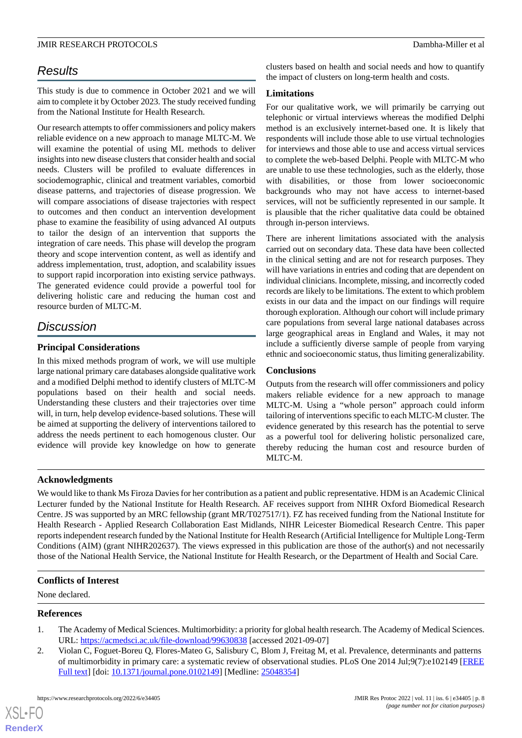## Results

This study is due to commence in October 2021 and we will aim to complete it by October 2023. The study received funding from the National Institute for Health Research.

Our research attempts to offer commissioners and policy makers reliable evidence on a new approach to manage MLTC-M. We will examine the potential of using ML methods to deliver insights into new disease clusters that consider health and social needs. Clusters will be profiled to evaluate differences in sociodemographic, clinical and treatment variables, comorbid disease patterns, and trajectories of disease progression. We will compare associations of disease trajectories with respect to outcomes and then conduct an intervention development phase to examine the feasibility of using advanced AI outputs to tailor the design of an intervention that supports the integration of care needs. This phase will develop the program theory and scope intervention content, as well as identify and address implementation, trust, adoption, and scalability issues to support rapid incorporation into existing service pathways. The generated evidence could provide a powerful tool for delivering holistic care and reducing the human cost and resource burden of MLTC-M.

## Discussion

### Principal Considerations

In this mixed methods program of work, we will use multiple large national primary care databases alongside qualitative work and a modified Delphi method to identify clusters of MLTC-M populations based on their health and social needs. Understanding these clusters and their trajectories over time will, in turn, help develop evidence-based solutions. These will be aimed at supporting the delivery of interventions tailored to address the needs pertinent to each homogenous cluster. Our evidence will provide key knowledge on how to generate clusters based on health and social needs and how to quantify the impact of clusters on long-term health and costs.

### Limitations

For our qualitative work, we will primarily be carrying out telephonic or virtual interviews whereas the modified Delphi method is an exclusively internet-based one. It is likely that respondents will include those able to use virtual technologies for interviews and those able to use and access virtual services to complete the web-based Delphi. People with MLTC-M who are unable to use these technologies, such as the elderly, those with disabilities, or those from lower socioeconomic backgrounds who may not have access to internet-based services, will not be sufficiently represented in our sample. It is plausible that the richer qualitative data could be obtained through in-person interviews.

There are inherent limitations associated with the analysis carried out on secondary data. These data have been collected in the clinical setting and are not for research purposes. They will have variations in entries and coding that are dependent on individual clinicians. Incomplete, missing, and incorrectly coded records are likely to be limitations. The extent to which problem exists in our data and the impact on our findings will require thorough exploration. Although our cohort will include primary care populations from several large national databases across large geographical areas in England and Wales, it may not include a sufficiently diverse sample of people from varying ethnic and socioeconomic status, thus limiting generalizability.

### Conclusions

Outputs from the research will offer commissioners and policy makers reliable evidence for a new approach to manage MLTC-M. Using a "whole person" approach could inform tailoring of interventions specific to each MLTC-M cluster. The evidence generated by this research has the potential to serve as a powerful tool for delivering holistic personalized care, thereby reducing the human cost and resource burden of MLTC-M.

### Acknowledgments

We would like to thank Ms Firoza Davies for her contribution as a patient and public representative. HDM is an Academic Clinical Lecturer funded by the National Institute for Health Research. AF receives support from NIHR Oxford Biomedical Research Centre. JS was supported by an MRC fellowship (grant MR/T027517/1). FZ has received funding from the National Institute for Health Research - Applied Research Collaboration East Midlands, NIHR Leicester Biomedical Research Centre. This paper reports independent research funded by the National Institute for Health Research (Artificial Intelligence for Multiple Long-Term Conditions (AIM) (grant NIHR202637). The views expressed in this publication are those of the author(s) and not necessarily those of the National Health Service, the National Institute for Health Research, or the Department of Health and Social Care.

### Conflicts of Interest

None declared.

### References

1. The Academy of Medical Sciences. Multimorbidity: a priority for global health research. The Academy of Medical Sciences. URL: https://acmedsci.ac.uk/file-download/99630838 [accessed 2021-09-07]
2. Violan C, Foguet-Boreu Q, Flores-Mateo G, Salisbury C, Blom J, Freitag M, et al. Prevalence, determinants and patterns of multimorbidity in primary care: a systematic review of observational studies. PLoS One 2014 Jul;9(7):e102149 [FREE Full text] [doi: 10.1371/journal.pone.0102149] [Medline: 25048354]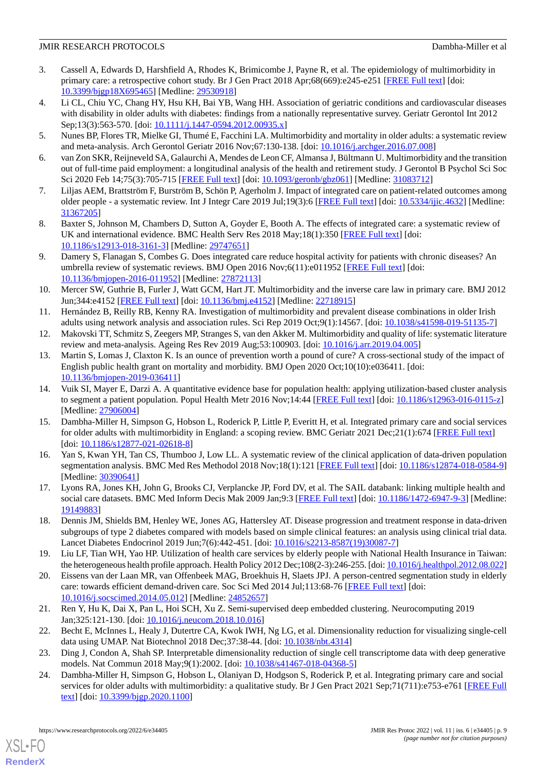3. Cassell A, Edwards D, Harshfield A, Rhodes K, Brimicombe J, Payne R, et al. The epidemiology of multimorbidity in primary care: a retrospective cohort study. Br J Gen Pract 2018 Apr;68(669):e245-e251 [FREE Full text] [doi: 10.3399/bjgp18X695465] [Medline: 29530918]
4. Li CL, Chiu YC, Chang HY, Hsu KH, Bai YB, Wang HH. Association of geriatric conditions and cardiovascular diseases with disability in older adults with diabetes: findings from a nationally representative survey. Geriatr Gerontol Int 2012 Sep;13(3):563-570. [doi: 10.1111/j.1447-0594.2012.00935.x]
5. Nunes BP, Flores TR, Mielke GI, Thumé E, Facchini LA. Multimorbidity and mortality in older adults: a systematic review and meta-analysis. Arch Gerontol Geriatr 2016 Nov;67:130-138. [doi: 10.1016/j.archger.2016.07.008]
6. van Zon SKR, Reijneveld SA, Galaurchi A, Mendes de Leon CF, Almansa J, Bültmann U. Multimorbidity and the transition out of full-time paid employment: a longitudinal analysis of the health and retirement study. J Gerontol B Psychol Sci Soc Sci 2020 Feb 14;75(3):705-715 [FREE Full text] [doi: 10.1093/geronb/gbz061] [Medline: 31083712]
7. Liljas AEM, Brattström F, Burström B, Schön P, Agerholm J. Impact of integrated care on patient-related outcomes among older people - a systematic review. Int J Integr Care 2019 Jul;19(3):6 [FREE Full text] [doi: 10.5334/ijic.4632] [Medline: 31367205]
8. Baxter S, Johnson M, Chambers D, Sutton A, Goyder E, Booth A. The effects of integrated care: a systematic review of UK and international evidence. BMC Health Serv Res 2018 May;18(1):350 [FREE Full text] [doi: 10.1186/s12913-018-3161-3] [Medline: 29747651]
9. Damery S, Flanagan S, Combes G. Does integrated care reduce hospital activity for patients with chronic diseases? An umbrella review of systematic reviews. BMJ Open 2016 Nov;6(11):e011952 [FREE Full text] [doi: 10.1136/bmjopen-2016-011952] [Medline: 27872113]
10. Mercer SW, Guthrie B, Furler J, Watt GCM, Hart JT. Multimorbidity and the inverse care law in primary care. BMJ 2012 Jun;344:e4152 [FREE Full text] [doi: 10.1136/bmj.e4152] [Medline: 22718915]
11. Hernández B, Reilly RB, Kenny RA. Investigation of multimorbidity and prevalent disease combinations in older Irish adults using network analysis and association rules. Sci Rep 2019 Oct;9(1):14567. [doi: 10.1038/s41598-019-51135-7]
12. Makovski TT, Schmitz S, Zeegers MP, Stranges S, van den Akker M. Multimorbidity and quality of life: systematic literature review and meta-analysis. Ageing Res Rev 2019 Aug;53:100903. [doi: 10.1016/j.arr.2019.04.005]
13. Martin S, Lomas J, Claxton K. Is an ounce of prevention worth a pound of cure? A cross-sectional study of the impact of English public health grant on mortality and morbidity. BMJ Open 2020 Oct;10(10):e036411. [doi: 10.1136/bmjopen-2019-036411]
14. Vuik SI, Mayer E, Darzi A. A quantitative evidence base for population health: applying utilization-based cluster analysis to segment a patient population. Popul Health Metr 2016 Nov;14:44 [FREE Full text] [doi: 10.1186/s12963-016-0115-z] [Medline: 27906004]
15. Dambha-Miller H, Simpson G, Hobson L, Roderick P, Little P, Everitt H, et al. Integrated primary care and social services for older adults with multimorbidity in England: a scoping review. BMC Geriatr 2021 Dec;21(1):674 [FREE Full text] [doi: 10.1186/s12877-021-02618-8]
16. Yan S, Kwan YH, Tan CS, Thumboo J, Low LL. A systematic review of the clinical application of data-driven population segmentation analysis. BMC Med Res Methodol 2018 Nov;18(1):121 [FREE Full text] [doi: 10.1186/s12874-018-0584-9] [Medline: 30390641]
17. Lyons RA, Jones KH, John G, Brooks CJ, Verplancke JP, Ford DV, et al. The SAIL databank: linking multiple health and social care datasets. BMC Med Inform Decis Mak 2009 Jan;9:3 [FREE Full text] [doi: 10.1186/1472-6947-9-3] [Medline: 19149883]
18. Dennis JM, Shields BM, Henley WE, Jones AG, Hattersley AT. Disease progression and treatment response in data-driven subgroups of type 2 diabetes compared with models based on simple clinical features: an analysis using clinical trial data. Lancet Diabetes Endocrinol 2019 Jun;7(6):442-451. [doi: 10.1016/s2213-8587(19)30087-7]
19. Liu LF, Tian WH, Yao HP. Utilization of health care services by elderly people with National Health Insurance in Taiwan: the heterogeneous health profile approach. Health Policy 2012 Dec;108(2-3):246-255. [doi: 10.1016/j.healthpol.2012.08.022]
20. Eissens van der Laan MR, van Offenbeek MAG, Broekhuis H, Slaets JPJ. A person-centred segmentation study in elderly care: towards efficient demand-driven care. Soc Sci Med 2014 Jul;113:68-76 [FREE Full text] [doi: 10.1016/j.socscimed.2014.05.012] [Medline: 24852657]
21. Ren Y, Hu K, Dai X, Pan L, Hoi SCH, Xu Z. Semi-supervised deep embedded clustering. Neurocomputing 2019 Jan;325:121-130. [doi: 10.1016/j.neucom.2018.10.016]
22. Becht E, McInnes L, Healy J, Dutertre CA, Kwok IWH, Ng LG, et al. Dimensionality reduction for visualizing single-cell data using UMAP. Nat Biotechnol 2018 Dec;37:38-44. [doi: 10.1038/nbt.4314]
23. Ding J, Condon A, Shah SP. Interpretable dimensionality reduction of single cell transcriptome data with deep generative models. Nat Commun 2018 May;9(1):2002. [doi: 10.1038/s41467-018-04368-5]
24. Dambha-Miller H, Simpson G, Hobson L, Olaniyan D, Hodgson S, Roderick P, et al. Integrating primary care and social services for older adults with multimorbidity: a qualitative study. Br J Gen Pract 2021 Sep;71(711):e753-e761 [FREE Full text] [doi: 10.3399/bjgp.2020.1100]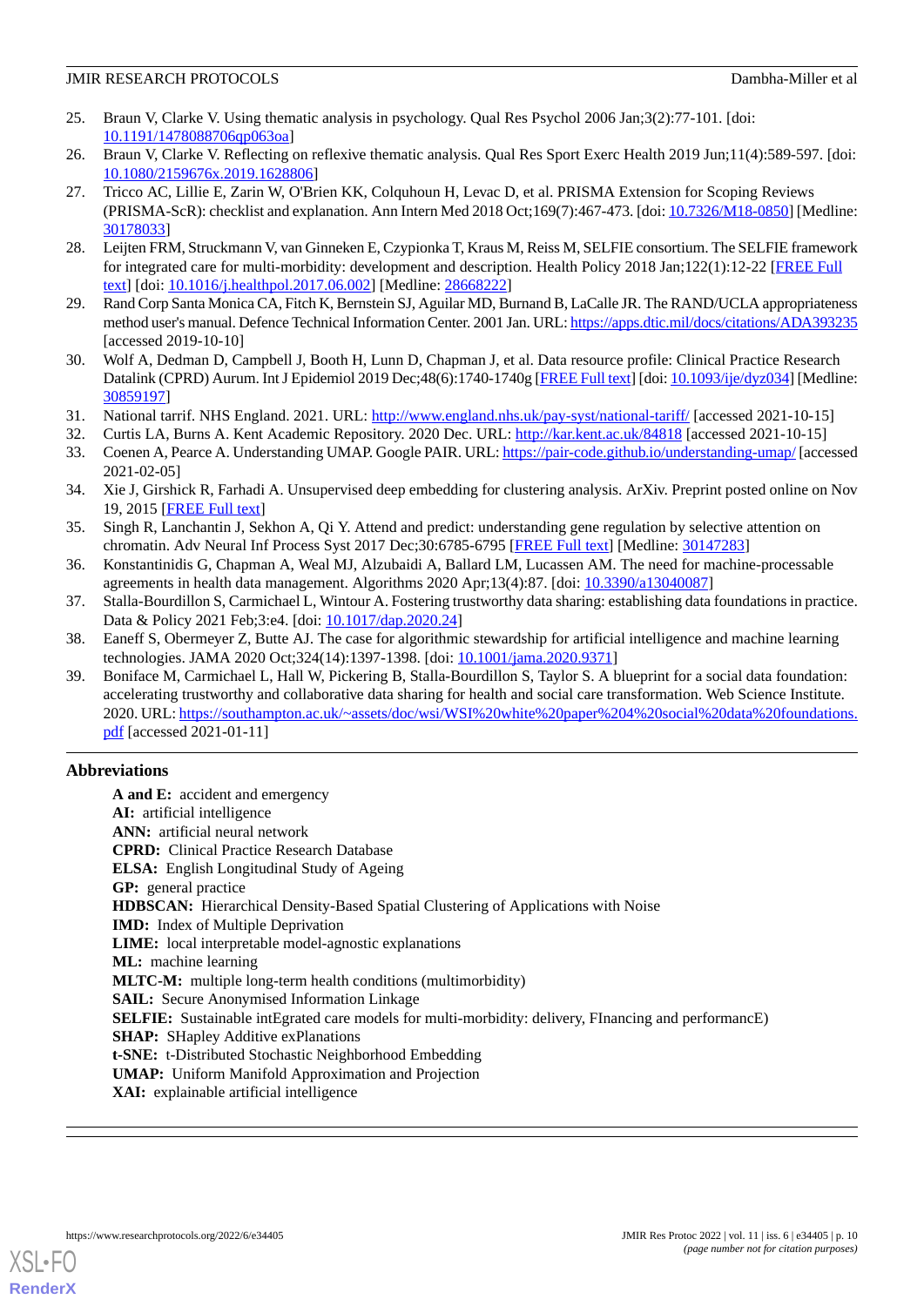25. Braun V, Clarke V. Using thematic analysis in psychology. Qual Res Psychol 2006 Jan;3(2):77-101. [doi: 10.1191/1478088706qp063oa]
26. Braun V, Clarke V. Reflecting on reflexive thematic analysis. Qual Res Sport Exerc Health 2019 Jun;11(4):589-597. [doi: 10.1080/2159676x.2019.1628806]
27. Tricco AC, Lillie E, Zarin W, O'Brien KK, Colquhoun H, Levac D, et al. PRISMA Extension for Scoping Reviews (PRISMA-ScR): checklist and explanation. Ann Intern Med 2018 Oct;169(7):467-473. [doi: 10.7326/M18-0850] [Medline: 30178033]
28. Leijten FRM, Struckmann V, van Ginneken E, Czypionka T, Kraus M, Reiss M, SELFIE consortium. The SELFIE framework for integrated care for multi-morbidity: development and description. Health Policy 2018 Jan;122(1):12-22 [FREE Full text] [doi: 10.1016/j.healthpol.2017.06.002] [Medline: 28668222]
29. Rand Corp Santa Monica CA, Fitch K, Bernstein SJ, Aguilar MD, Burnand B, LaCalle JR. The RAND/UCLA appropriateness method user's manual. Defence Technical Information Center. 2001 Jan. URL: https://apps.dtic.mil/docs/citations/ADA393235 [accessed 2019-10-10]
30. Wolf A, Dedman D, Campbell J, Booth H, Lunn D, Chapman J, et al. Data resource profile: Clinical Practice Research Datalink (CPRD) Aurum. Int J Epidemiol 2019 Dec;48(6):1740-1740g [FREE Full text] [doi: 10.1093/ije/dyz034] [Medline: 30859197]
31. National tarif. NHS England. 2021. URL: http://www.england.nhs.uk/pay-syst/national-tariff/ [accessed 2021-10-15]
32. Curtis LA, Burns A. Kent Academic Repository. 2020 Dec. URL: http://kar.kent.ac.uk/84818 [accessed 2021-10-15]
33. Coenen A, Pearce A. Understanding UMAP. Google PAIR. URL: https://pair-code.github.io/understanding-umap/ [accessed 2021-02-05]
34. Xie J, Girshick R, Farhadi A. Unsupervised deep embedding for clustering analysis. ArXiv. Preprint posted online on Nov 19, 2015 [FREE Full text]
35. Singh R, Lanchantin J, Sekhon A, Qi Y. Attend and predict: understanding gene regulation by selective attention on chromatin. Adv Neural Inf Process Syst 2017 Dec;30:6785-6795 [FREE Full text] [Medline: 30147283]
36. Konstantinidis G, Chapman A, Weal MJ, Alzubaidi A, Ballard LM, Lucassen AM. The need for machine-processable agreements in health data management. Algorithms 2020 Apr;13(4):87. [doi: 10.3390/a13040087]
37. Stalla-Bourdillon S, Carmichael L, Wintour A. Fostering trustworthy data sharing: establishing data foundations in practice. Data & Policy 2021 Feb;3:e4. [doi: 10.1017/dap.2020.24]
38. Eaneff S, Obermeyer Z, Butte AJ. The case for algorithmic stewardship for artificial intelligence and machine learning technologies. JAMA 2020 Oct;324(14):1397-1398. [doi: 10.1001/jama.2020.9371]
39. Boniface M, Carmichael L, Hall W, Pickering B, Stalla-Bourdillon S, Taylor S. A blueprint for a social data foundation: accelerating trustworthy and collaborative data sharing for health and social care transformation. Web Science Institute. 2020. URL: https://southampton.ac.uk/~assets/doc/wsi/WSI%20white%20paper%204%20social%20data%20foundations.pdf [accessed 2021-01-11]

## Abbreviations

**A and E:** accident and emergency
**AI:** artificial intelligence
**ANN:** artificial neural network
**CPRD:** Clinical Practice Research Database
**ELSA:** English Longitudinal Study of Ageing
**GP:** general practice
**HDBSCAN:** Hierarchical Density-Based Spatial Clustering of Applications with Noise
**IMD:** Index of Multiple Deprivation
**LIME:** local interpretable model-agnostic explanations
**ML:** machine learning
**MLTC-M:** multiple long-term health conditions (multimorbidity)
**SAIL:** Secure Anonymised Information Linkage
**SELFIE:** Sustainable intEgrated care models for multi-morbidity: delivery, FInancing and performancE)
**SHAP:** SHapley Additive exPlanations
**t-SNE:** t-Distributed Stochastic Neighborhood Embedding
**UMAP:** Uniform Manifold Approximation and Projection
**XAI:** explainable artificial intelligence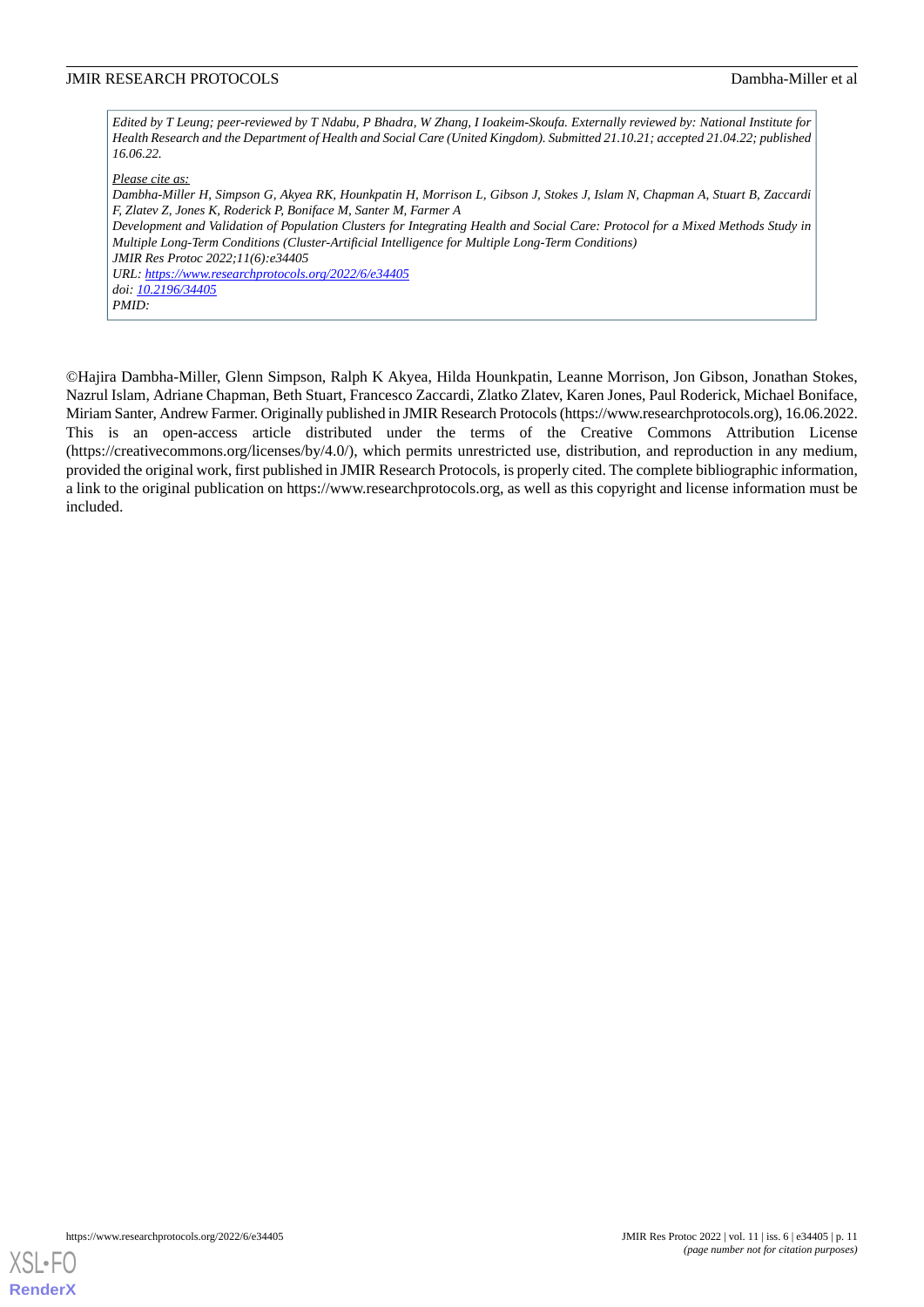*Edited by T Leung; peer-reviewed by T Ndabu, P Bhadra, W Zhang, I Ioakeim-Skoufa. Externally reviewed by: National Institute for Health Research and the Department of Health and Social Care (United Kingdom). Submitted 21.10.21; accepted 21.04.22; published 16.06.22.*

*Please cite as:*
*Dambha-Miller H, Simpson G, Akyea RK, Hounkpatin H, Morrison L, Gibson J, Stokes J, Islam N, Chapman A, Stuart B, Zaccardi F, Zlatev Z, Jones K, Roderick P, Boniface M, Santer M, Farmer A*
*Development and Validation of Population Clusters for Integrating Health and Social Care: Protocol for a Mixed Methods Study in Multiple Long-Term Conditions (Cluster-Artificial Intelligence for Multiple Long-Term Conditions)*
*JMIR Res Protoc 2022;11(6):e34405*
*URL: https://www.researchprotocols.org/2022/6/e34405*
*doi: 10.2196/34405*
*PMID:*

©Hajira Dambha-Miller, Glenn Simpson, Ralph K Akyea, Hilda Hounkpatin, Leanne Morrison, Jon Gibson, Jonathan Stokes, Nazrul Islam, Adriane Chapman, Beth Stuart, Francesco Zaccardi, Zlatko Zlatev, Karen Jones, Paul Roderick, Michael Boniface, Miriam Santer, Andrew Farmer. Originally published in JMIR Research Protocols (https://www.researchprotocols.org), 16.06.2022. This is an open-access article distributed under the terms of the Creative Commons Attribution License (https://creativecommons.org/licenses/by/4.0/), which permits unrestricted use, distribution, and reproduction in any medium, provided the original work, first published in JMIR Research Protocols, is properly cited. The complete bibliographic information, a link to the original publication on https://www.researchprotocols.org, as well as this copyright and license information must be included.